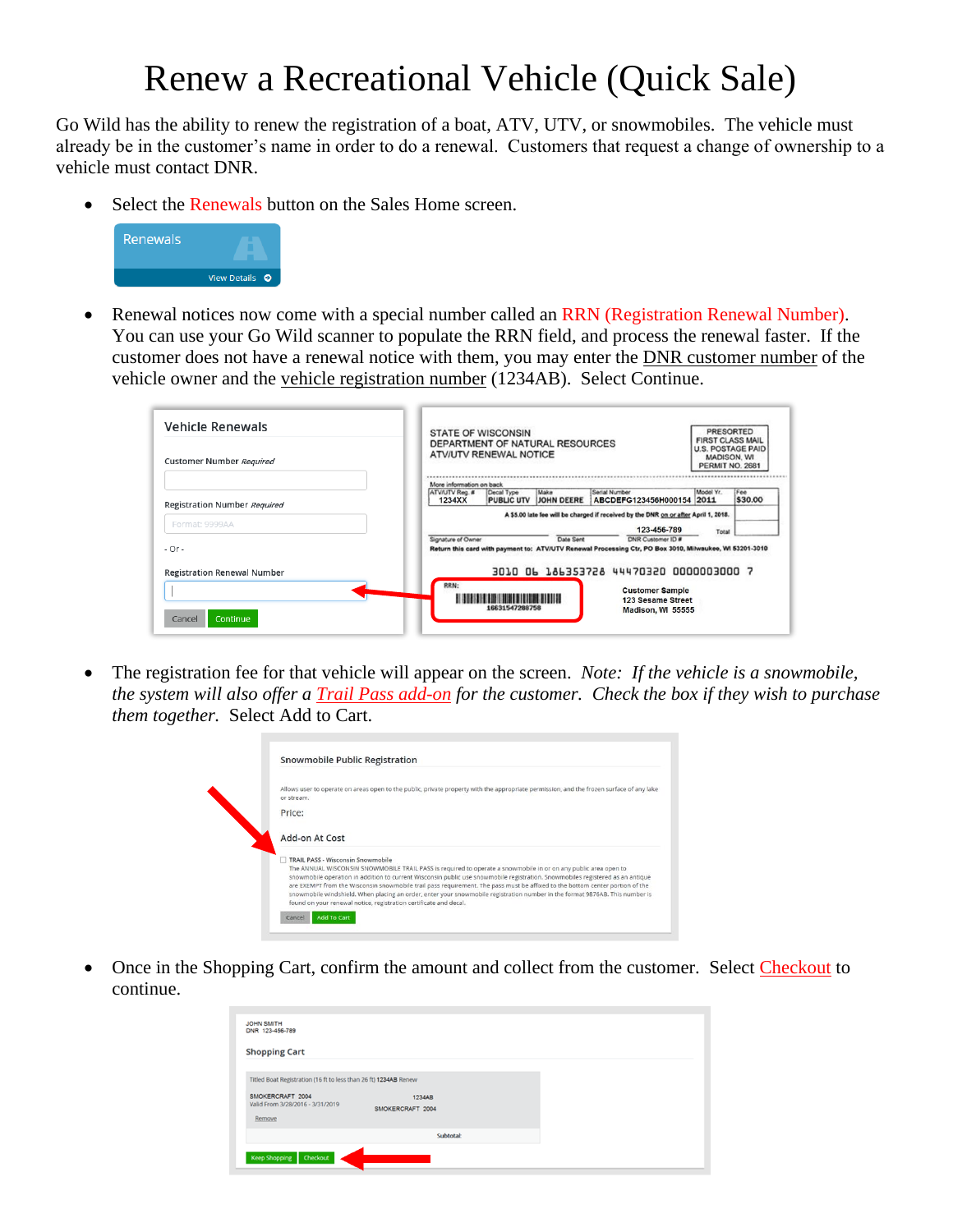# Renew a Recreational Vehicle (Quick Sale)

Go Wild has the ability to renew the registration of a boat, ATV, UTV, or snowmobiles. The vehicle must already be in the customer's name in order to do a renewal. Customers that request a change of ownership to a vehicle must contact DNR.

- Select the Renewals button on the Sales Home screen.

- Renewal notices now come with a special number called an RRN (Registration Renewal Number). You can use your Go Wild scanner to populate the RRN field, and process the renewal faster. If the customer does not have a renewal notice with them, you may enter the DNR customer number of the vehicle owner and the vehicle registration number (1234AB). Select Continue.

- The registration fee for that vehicle will appear on the screen. *Note: If the vehicle is a snowmobile, the system will also offer a Trail Pass add-on for the customer. Check the box if they wish to purchase them together.* Select Add to Cart.

- Once in the Shopping Cart, confirm the amount and collect from the customer. Select Checkout to continue.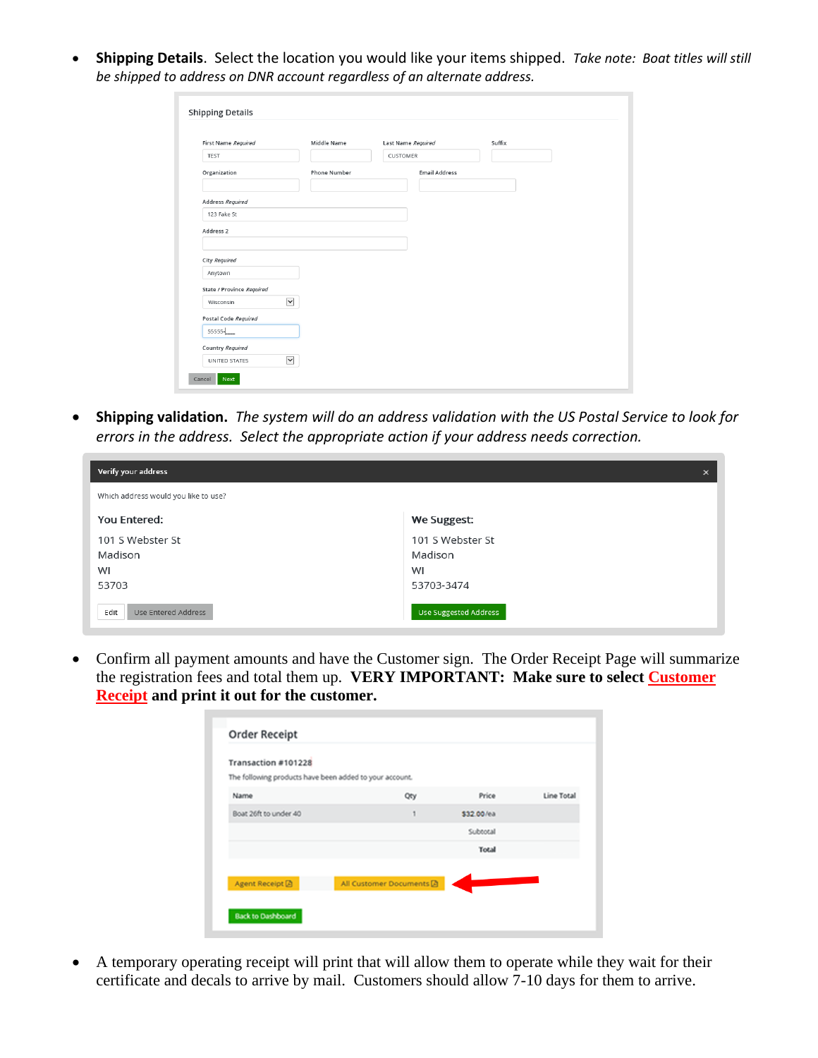- **Shipping Details**. Select the location you would like your items shipped. *Take note: Boat titles will still be shipped to address on DNR account regardless of an alternate address.*

Shipping Details

First Name *Required* TEST
Middle Name
Last Name *Required* CUSTOMER
Suffix
Organization
Phone Number
Email Address
Address *Required* 123 Fake St
Address 2
City *Required* Anytown
State / Province *Required* Wisconsin
Postal Code *Required* 55555
Country *Required* UNITED STATES
Cancel Next

- **Shipping validation.** *The system will do an address validation with the US Postal Service to look for errors in the address. Select the appropriate action if your address needs correction.*

Verify your address

Which address would you like to use?

| You Entered: | We Suggest: |
|---|---|
| 101 S Webster St | 101 S Webster St |
| Madison | Madison |
| WI | WI |
| 53703 | 53703-3474 |
| Edit / Use Entered Address | Use Suggested Address |

- Confirm all payment amounts and have the Customer sign. The Order Receipt Page will summarize the registration fees and total them up. **VERY IMPORTANT: Make sure to select Customer Receipt and print it out for the customer.**

Order Receipt

Transaction #101228

The following products have been added to your account.

| Name | Qty | Price | Line Total |
|---|---|---|---|
| Boat 26ft to under 40 | 1 | $32.00/ea | |
| | | Subtotal | |
| | | Total | |

Agent Receipt    All Customer Documents

Back to Dashboard

- A temporary operating receipt will print that will allow them to operate while they wait for their certificate and decals to arrive by mail. Customers should allow 7-10 days for them to arrive.